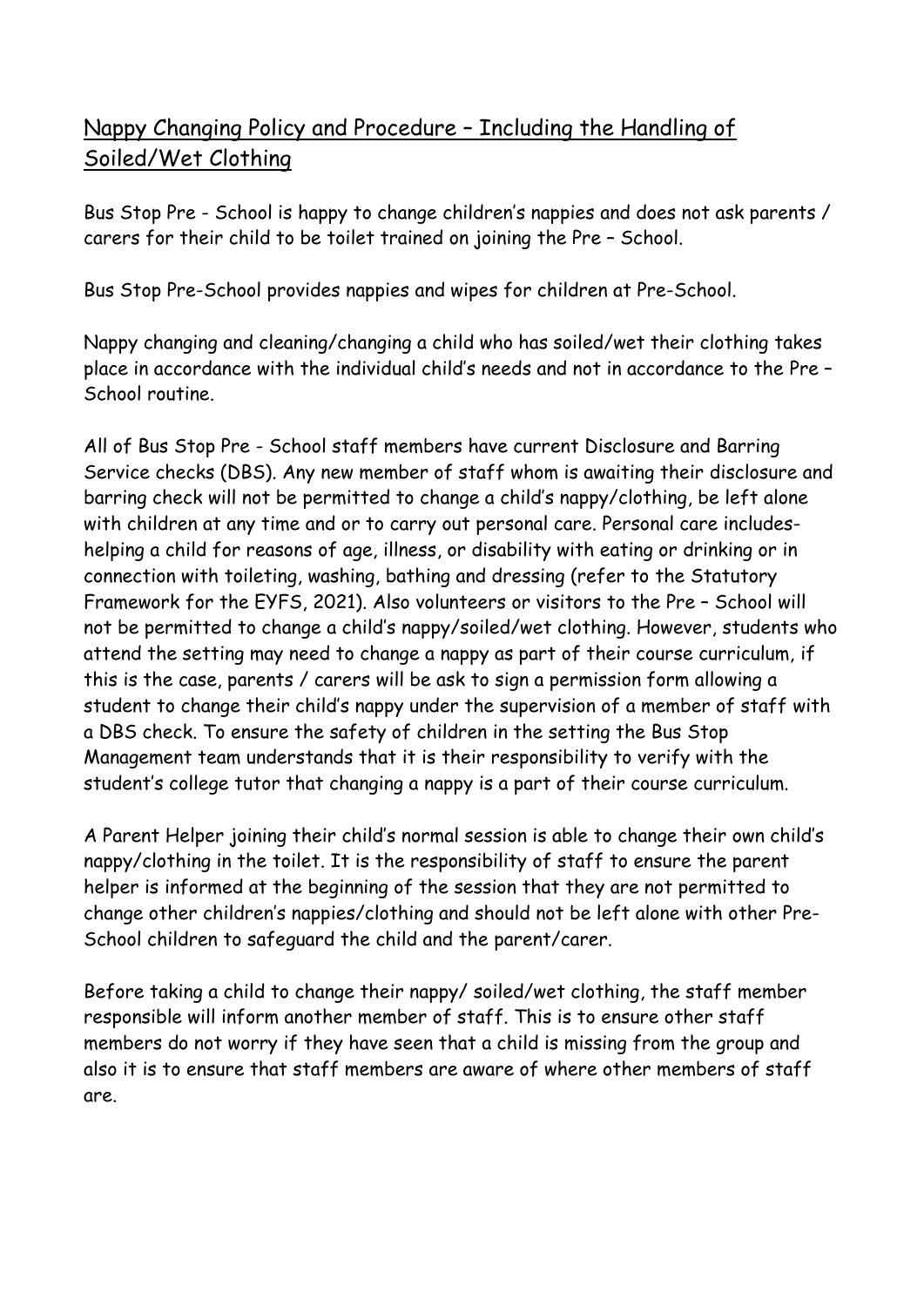# Nappy Changing Policy and Procedure – Including the Handling of Soiled/Wet Clothing

Bus Stop Pre - School is happy to change children's nappies and does not ask parents / carers for their child to be toilet trained on joining the Pre – School.

Bus Stop Pre-School provides nappies and wipes for children at Pre-School.

Nappy changing and cleaning/changing a child who has soiled/wet their clothing takes place in accordance with the individual child's needs and not in accordance to the Pre – School routine.

All of Bus Stop Pre - School staff members have current Disclosure and Barring Service checks (DBS). Any new member of staff whom is awaiting their disclosure and barring check will not be permitted to change a child's nappy/clothing, be left alone with children at any time and or to carry out personal care. Personal care includes- helping a child for reasons of age, illness, or disability with eating or drinking or in connection with toileting, washing, bathing and dressing (refer to the Statutory Framework for the EYFS, 2021). Also volunteers or visitors to the Pre – School will not be permitted to change a child's nappy/soiled/wet clothing. However, students who attend the setting may need to change a nappy as part of their course curriculum, if this is the case, parents / carers will be ask to sign a permission form allowing a student to change their child's nappy under the supervision of a member of staff with a DBS check. To ensure the safety of children in the setting the Bus Stop Management team understands that it is their responsibility to verify with the student's college tutor that changing a nappy is a part of their course curriculum.

A Parent Helper joining their child's normal session is able to change their own child's nappy/clothing in the toilet. It is the responsibility of staff to ensure the parent helper is informed at the beginning of the session that they are not permitted to change other children's nappies/clothing and should not be left alone with other Pre-School children to safeguard the child and the parent/carer.

Before taking a child to change their nappy/ soiled/wet clothing, the staff member responsible will inform another member of staff. This is to ensure other staff members do not worry if they have seen that a child is missing from the group and also it is to ensure that staff members are aware of where other members of staff are.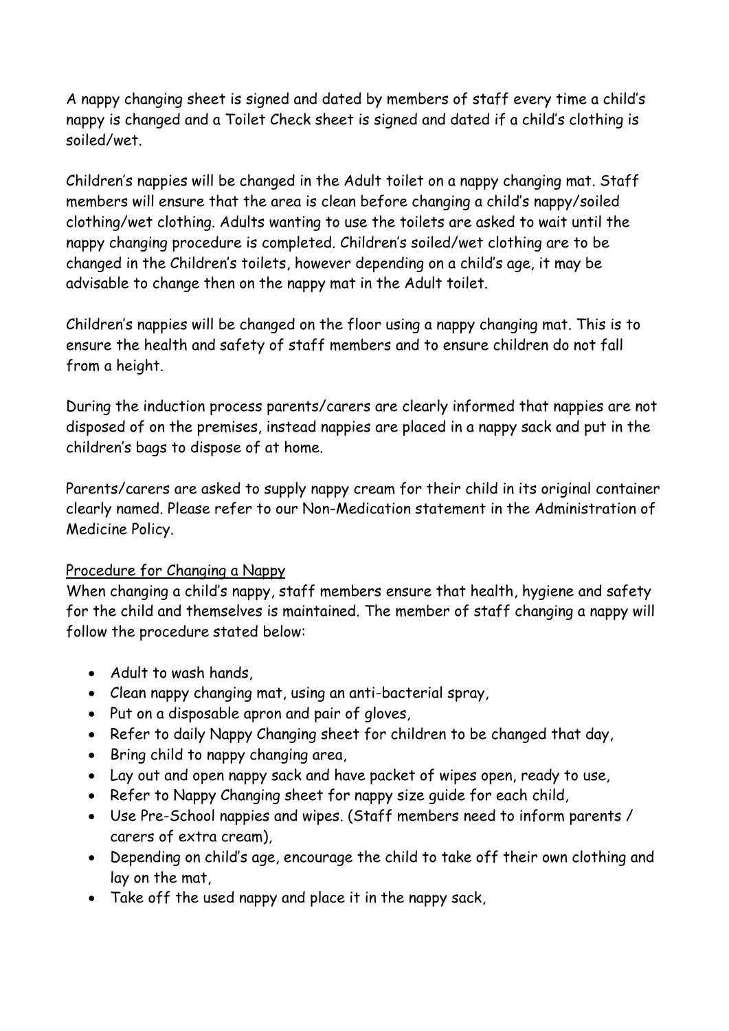A nappy changing sheet is signed and dated by members of staff every time a child's nappy is changed and a Toilet Check sheet is signed and dated if a child's clothing is soiled/wet.

Children's nappies will be changed in the Adult toilet on a nappy changing mat. Staff members will ensure that the area is clean before changing a child's nappy/soiled clothing/wet clothing. Adults wanting to use the toilets are asked to wait until the nappy changing procedure is completed. Children's soiled/wet clothing are to be changed in the Children's toilets, however depending on a child's age, it may be advisable to change then on the nappy mat in the Adult toilet.

Children's nappies will be changed on the floor using a nappy changing mat. This is to ensure the health and safety of staff members and to ensure children do not fall from a height.

During the induction process parents/carers are clearly informed that nappies are not disposed of on the premises, instead nappies are placed in a nappy sack and put in the children's bags to dispose of at home.

Parents/carers are asked to supply nappy cream for their child in its original container clearly named. Please refer to our Non-Medication statement in the Administration of Medicine Policy.

<u>Procedure for Changing a Nappy</u>

When changing a child's nappy, staff members ensure that health, hygiene and safety for the child and themselves is maintained. The member of staff changing a nappy will follow the procedure stated below:

- Adult to wash hands,
- Clean nappy changing mat, using an anti-bacterial spray,
- Put on a disposable apron and pair of gloves,
- Refer to daily Nappy Changing sheet for children to be changed that day,
- Bring child to nappy changing area,
- Lay out and open nappy sack and have packet of wipes open, ready to use,
- Refer to Nappy Changing sheet for nappy size guide for each child,
- Use Pre-School nappies and wipes. (Staff members need to inform parents / carers of extra cream),
- Depending on child's age, encourage the child to take off their own clothing and lay on the mat,
- Take off the used nappy and place it in the nappy sack,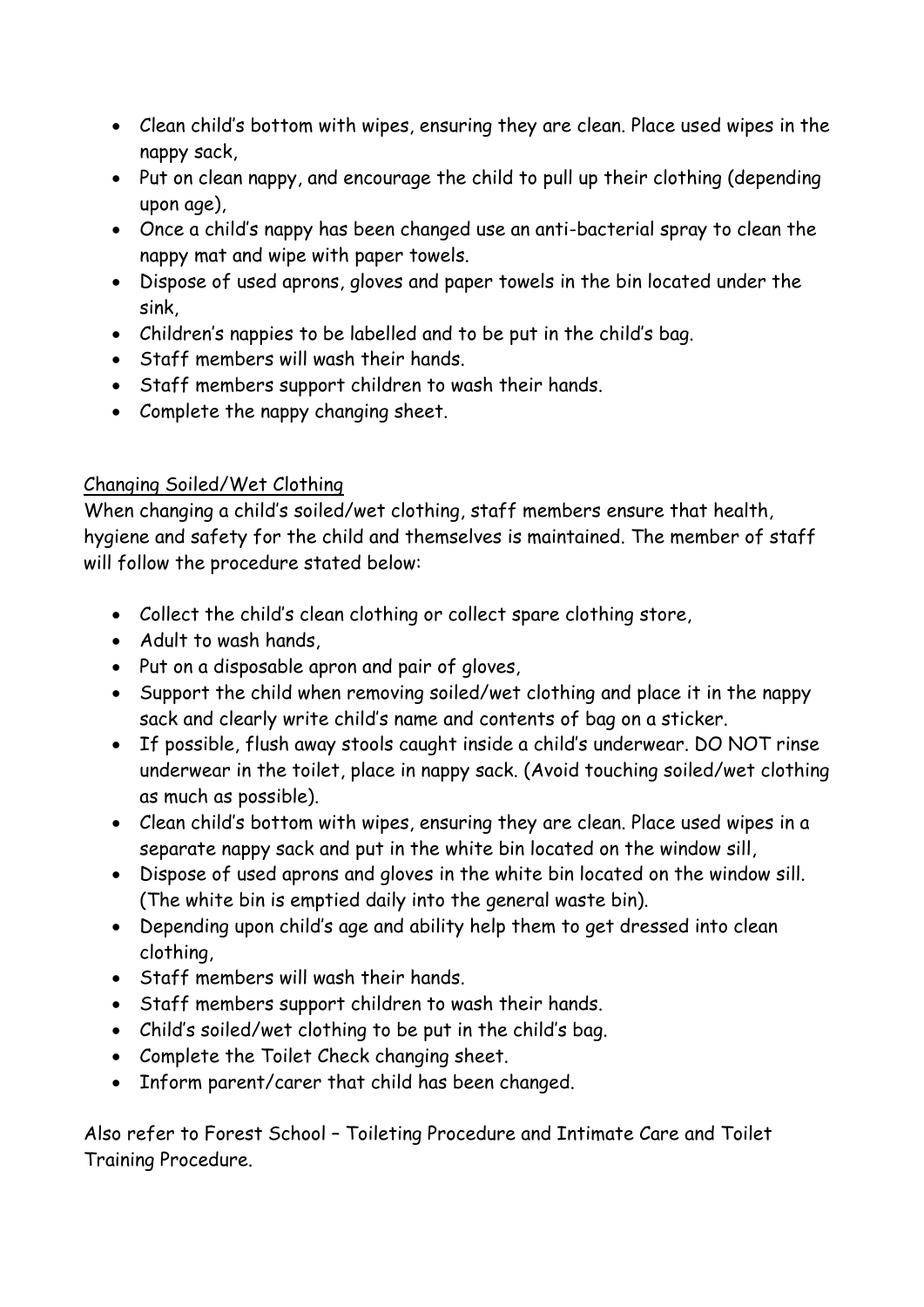- Clean child's bottom with wipes, ensuring they are clean. Place used wipes in the nappy sack,
- Put on clean nappy, and encourage the child to pull up their clothing (depending upon age),
- Once a child's nappy has been changed use an anti-bacterial spray to clean the nappy mat and wipe with paper towels.
- Dispose of used aprons, gloves and paper towels in the bin located under the sink,
- Children's nappies to be labelled and to be put in the child's bag.
- Staff members will wash their hands.
- Staff members support children to wash their hands.
- Complete the nappy changing sheet.

<u>Changing Soiled/Wet Clothing</u>

When changing a child's soiled/wet clothing, staff members ensure that health, hygiene and safety for the child and themselves is maintained. The member of staff will follow the procedure stated below:

- Collect the child's clean clothing or collect spare clothing store,
- Adult to wash hands,
- Put on a disposable apron and pair of gloves,
- Support the child when removing soiled/wet clothing and place it in the nappy sack and clearly write child's name and contents of bag on a sticker.
- If possible, flush away stools caught inside a child's underwear. DO NOT rinse underwear in the toilet, place in nappy sack. (Avoid touching soiled/wet clothing as much as possible).
- Clean child's bottom with wipes, ensuring they are clean. Place used wipes in a separate nappy sack and put in the white bin located on the window sill,
- Dispose of used aprons and gloves in the white bin located on the window sill. (The white bin is emptied daily into the general waste bin).
- Depending upon child's age and ability help them to get dressed into clean clothing,
- Staff members will wash their hands.
- Staff members support children to wash their hands.
- Child's soiled/wet clothing to be put in the child's bag.
- Complete the Toilet Check changing sheet.
- Inform parent/carer that child has been changed.

Also refer to Forest School – Toileting Procedure and Intimate Care and Toilet Training Procedure.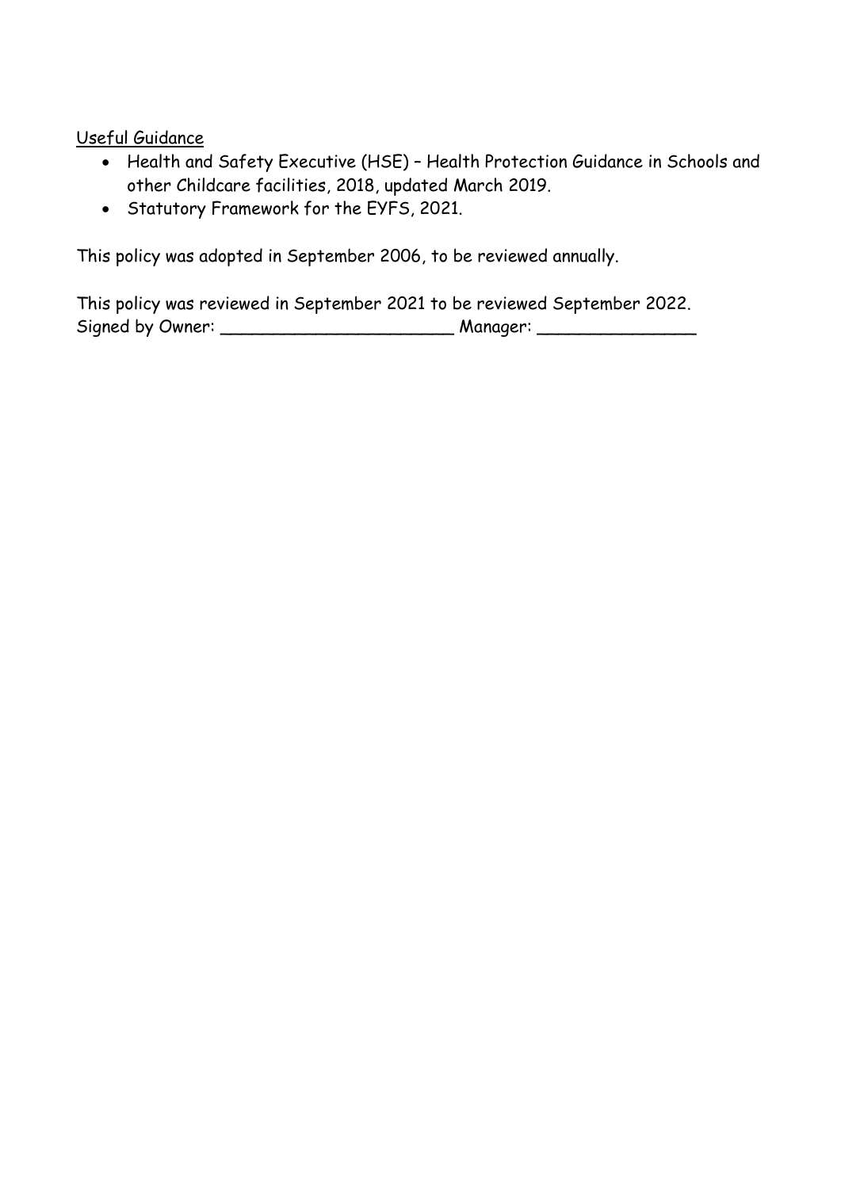<u>Useful Guidance</u>

- Health and Safety Executive (HSE) – Health Protection Guidance in Schools and other Childcare facilities, 2018, updated March 2019.
- Statutory Framework for the EYFS, 2021.

This policy was adopted in September 2006, to be reviewed annually.

This policy was reviewed in September 2021 to be reviewed September 2022.
Signed by Owner: ______________________ Manager: _______________